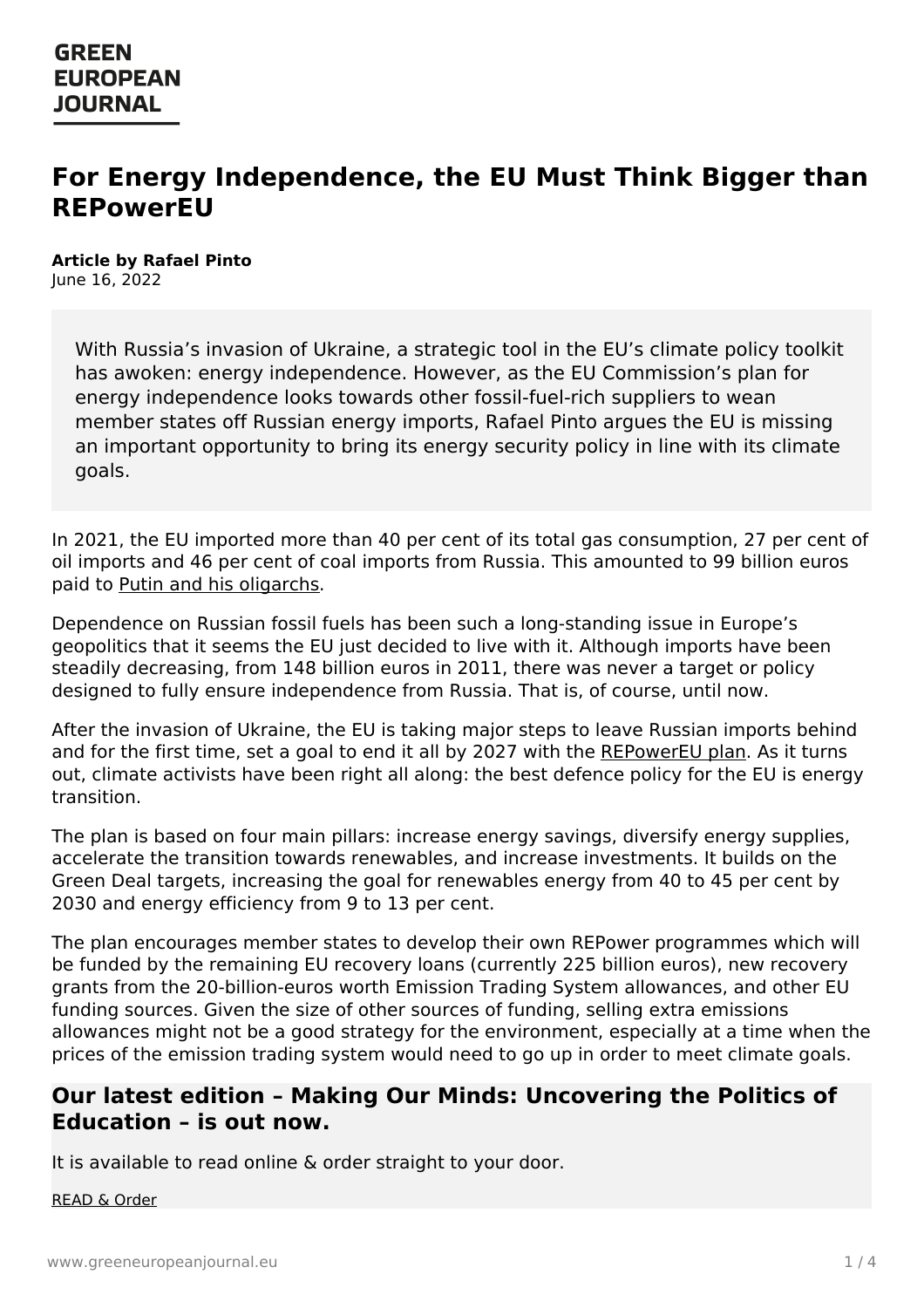GREEN
EUROPEAN
JOURNAL

# For Energy Independence, the EU Must Think Bigger than REPowerEU

**Article by Rafael Pinto**
June 16, 2022

> With Russia's invasion of Ukraine, a strategic tool in the EU's climate policy toolkit has awoken: energy independence. However, as the EU Commission's plan for energy independence looks towards other fossil-fuel-rich suppliers to wean member states off Russian energy imports, Rafael Pinto argues the EU is missing an important opportunity to bring its energy security policy in line with its climate goals.

In 2021, the EU imported more than 40 per cent of its total gas consumption, 27 per cent of oil imports and 46 per cent of coal imports from Russia. This amounted to 99 billion euros paid to Putin and his oligarchs.

Dependence on Russian fossil fuels has been such a long-standing issue in Europe's geopolitics that it seems the EU just decided to live with it. Although imports have been steadily decreasing, from 148 billion euros in 2011, there was never a target or policy designed to fully ensure independence from Russia. That is, of course, until now.

After the invasion of Ukraine, the EU is taking major steps to leave Russian imports behind and for the first time, set a goal to end it all by 2027 with the REPowerEU plan. As it turns out, climate activists have been right all along: the best defence policy for the EU is energy transition.

The plan is based on four main pillars: increase energy savings, diversify energy supplies, accelerate the transition towards renewables, and increase investments. It builds on the Green Deal targets, increasing the goal for renewables energy from 40 to 45 per cent by 2030 and energy efficiency from 9 to 13 per cent.

The plan encourages member states to develop their own REPower programmes which will be funded by the remaining EU recovery loans (currently 225 billion euros), new recovery grants from the 20-billion-euros worth Emission Trading System allowances, and other EU funding sources. Given the size of other sources of funding, selling extra emissions allowances might not be a good strategy for the environment, especially at a time when the prices of the emission trading system would need to go up in order to meet climate goals.

**Our latest edition – Making Our Minds: Uncovering the Politics of Education – is out now.**

It is available to read online & order straight to your door.

READ & Order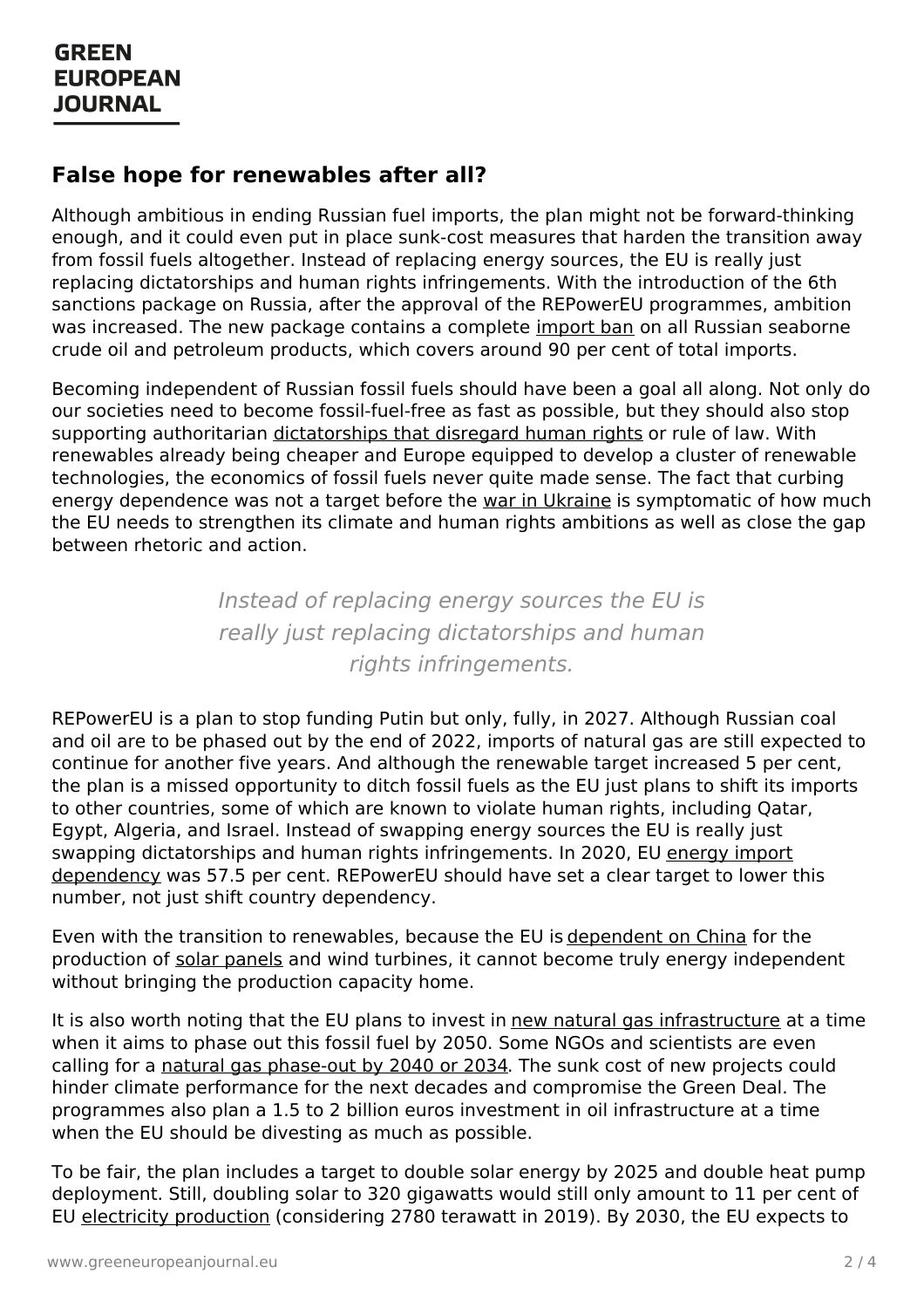## False hope for renewables after all?

Although ambitious in ending Russian fuel imports, the plan might not be forward-thinking enough, and it could even put in place sunk-cost measures that harden the transition away from fossil fuels altogether. Instead of replacing energy sources, the EU is really just replacing dictatorships and human rights infringements. With the introduction of the 6th sanctions package on Russia, after the approval of the REPowerEU programmes, ambition was increased. The new package contains a complete import ban on all Russian seaborne crude oil and petroleum products, which covers around 90 per cent of total imports.

Becoming independent of Russian fossil fuels should have been a goal all along. Not only do our societies need to become fossil-fuel-free as fast as possible, but they should also stop supporting authoritarian dictatorships that disregard human rights or rule of law. With renewables already being cheaper and Europe equipped to develop a cluster of renewable technologies, the economics of fossil fuels never quite made sense. The fact that curbing energy dependence was not a target before the war in Ukraine is symptomatic of how much the EU needs to strengthen its climate and human rights ambitions as well as close the gap between rhetoric and action.

> *Instead of replacing energy sources the EU is really just replacing dictatorships and human rights infringements.*

REPowerEU is a plan to stop funding Putin but only, fully, in 2027. Although Russian coal and oil are to be phased out by the end of 2022, imports of natural gas are still expected to continue for another five years. And although the renewable target increased 5 per cent, the plan is a missed opportunity to ditch fossil fuels as the EU just plans to shift its imports to other countries, some of which are known to violate human rights, including Qatar, Egypt, Algeria, and Israel. Instead of swapping energy sources the EU is really just swapping dictatorships and human rights infringements. In 2020, EU energy import dependency was 57.5 per cent. REPowerEU should have set a clear target to lower this number, not just shift country dependency.

Even with the transition to renewables, because the EU is dependent on China for the production of solar panels and wind turbines, it cannot become truly energy independent without bringing the production capacity home.

It is also worth noting that the EU plans to invest in new natural gas infrastructure at a time when it aims to phase out this fossil fuel by 2050. Some NGOs and scientists are even calling for a natural gas phase-out by 2040 or 2034. The sunk cost of new projects could hinder climate performance for the next decades and compromise the Green Deal. The programmes also plan a 1.5 to 2 billion euros investment in oil infrastructure at a time when the EU should be divesting as much as possible.

To be fair, the plan includes a target to double solar energy by 2025 and double heat pump deployment. Still, doubling solar to 320 gigawatts would still only amount to 11 per cent of EU electricity production (considering 2780 terawatt in 2019). By 2030, the EU expects to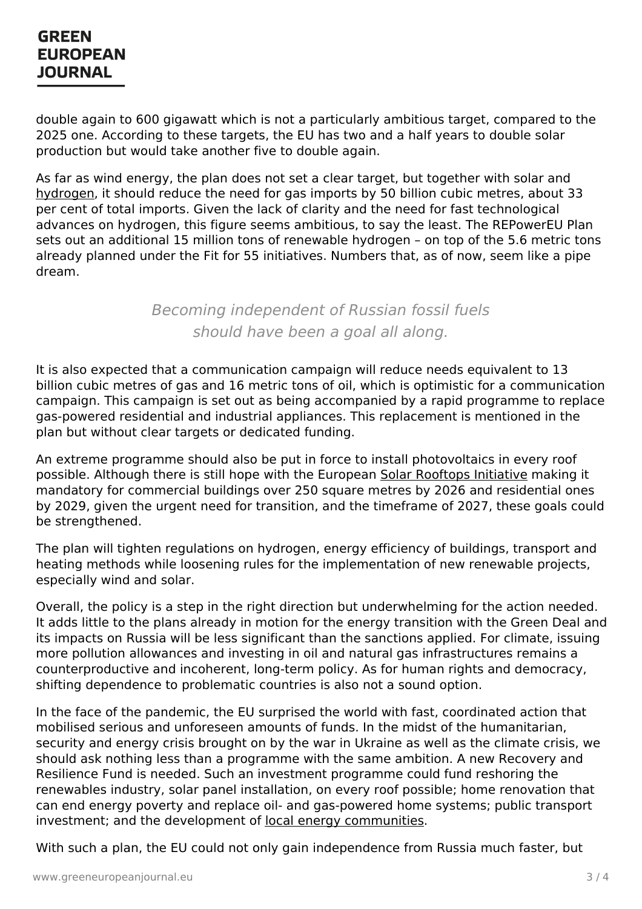double again to 600 gigawatt which is not a particularly ambitious target, compared to the 2025 one. According to these targets, the EU has two and a half years to double solar production but would take another five to double again.

As far as wind energy, the plan does not set a clear target, but together with solar and hydrogen, it should reduce the need for gas imports by 50 billion cubic metres, about 33 per cent of total imports. Given the lack of clarity and the need for fast technological advances on hydrogen, this figure seems ambitious, to say the least. The REPowerEU Plan sets out an additional 15 million tons of renewable hydrogen – on top of the 5.6 metric tons already planned under the Fit for 55 initiatives. Numbers that, as of now, seem like a pipe dream.

*Becoming independent of Russian fossil fuels should have been a goal all along.*

It is also expected that a communication campaign will reduce needs equivalent to 13 billion cubic metres of gas and 16 metric tons of oil, which is optimistic for a communication campaign. This campaign is set out as being accompanied by a rapid programme to replace gas-powered residential and industrial appliances. This replacement is mentioned in the plan but without clear targets or dedicated funding.

An extreme programme should also be put in force to install photovoltaics in every roof possible. Although there is still hope with the European Solar Rooftops Initiative making it mandatory for commercial buildings over 250 square metres by 2026 and residential ones by 2029, given the urgent need for transition, and the timeframe of 2027, these goals could be strengthened.

The plan will tighten regulations on hydrogen, energy efficiency of buildings, transport and heating methods while loosening rules for the implementation of new renewable projects, especially wind and solar.

Overall, the policy is a step in the right direction but underwhelming for the action needed. It adds little to the plans already in motion for the energy transition with the Green Deal and its impacts on Russia will be less significant than the sanctions applied. For climate, issuing more pollution allowances and investing in oil and natural gas infrastructures remains a counterproductive and incoherent, long-term policy. As for human rights and democracy, shifting dependence to problematic countries is also not a sound option.

In the face of the pandemic, the EU surprised the world with fast, coordinated action that mobilised serious and unforeseen amounts of funds. In the midst of the humanitarian, security and energy crisis brought on by the war in Ukraine as well as the climate crisis, we should ask nothing less than a programme with the same ambition. A new Recovery and Resilience Fund is needed. Such an investment programme could fund reshoring the renewables industry, solar panel installation, on every roof possible; home renovation that can end energy poverty and replace oil- and gas-powered home systems; public transport investment; and the development of local energy communities.

With such a plan, the EU could not only gain independence from Russia much faster, but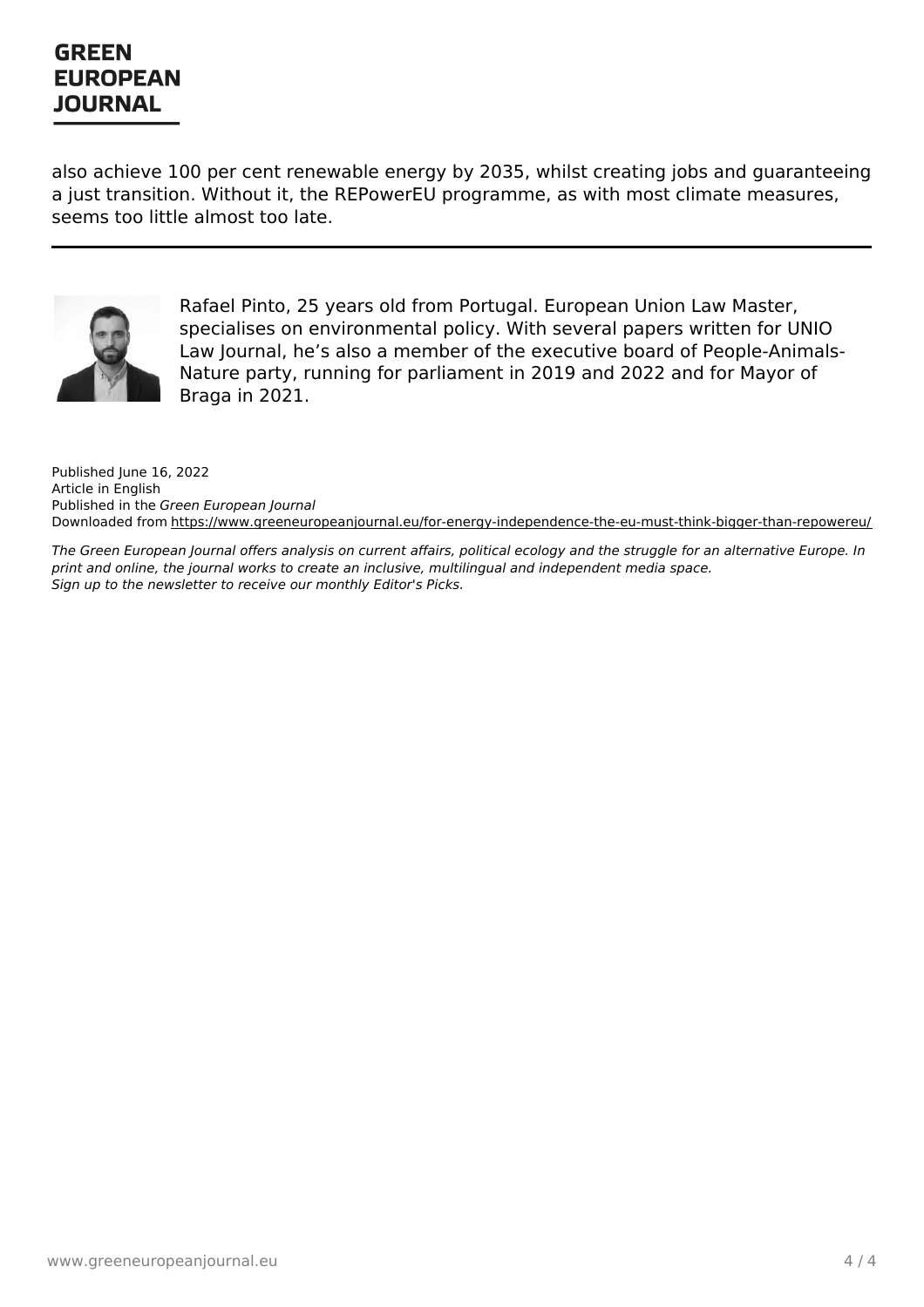also achieve 100 per cent renewable energy by 2035, whilst creating jobs and guaranteeing a just transition. Without it, the REPowerEU programme, as with most climate measures, seems too little almost too late.

---

Rafael Pinto, 25 years old from Portugal. European Union Law Master, specialises on environmental policy. With several papers written for UNIO Law Journal, he's also a member of the executive board of People-Animals-Nature party, running for parliament in 2019 and 2022 and for Mayor of Braga in 2021.

Published June 16, 2022
Article in English
Published in the *Green European Journal*
Downloaded from https://www.greeneuropeanjournal.eu/for-energy-independence-the-eu-must-think-bigger-than-repowereu/

*The Green European Journal offers analysis on current affairs, political ecology and the struggle for an alternative Europe. In print and online, the journal works to create an inclusive, multilingual and independent media space.*
*Sign up to the newsletter to receive our monthly Editor's Picks.*